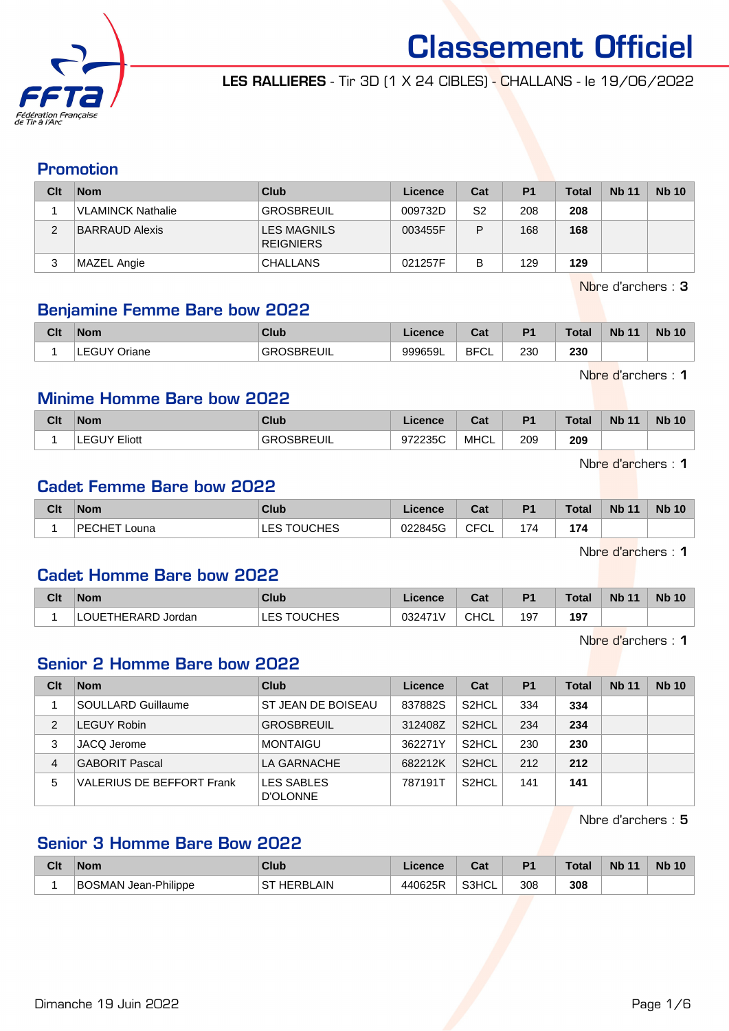# Classement Officiel

**LES RALLIERES** - Tir 3D (1 X 24 CIBLES) - CHALLANS - le 19/06/2022

## Promotion

| Clt | Nom | Club | Licence | Cat | P1 | Total | Nb 11 | Nb 10 |
|---|---|---|---|---|---|---|---|---|
| 1 | VLAMINCK Nathalie | GROSBREUIL | 009732D | S2 | 208 | **208** | | |
| 2 | BARRAUD Alexis | LES MAGNILS REIGNIERS | 003455F | P | 168 | **168** | | |
| 3 | MAZEL Angie | CHALLANS | 021257F | B | 129 | **129** | | |

Nbre d'archers : **3**

## Benjamine Femme Bare bow 2022

| Clt | Nom | Club | Licence | Cat | P1 | Total | Nb 11 | Nb 10 |
|---|---|---|---|---|---|---|---|---|
| 1 | LEGUY Oriane | GROSBREUIL | 999659L | BFCL | 230 | **230** | | |

Nbre d'archers : **1**

## Minime Homme Bare bow 2022

| Clt | Nom | Club | Licence | Cat | P1 | Total | Nb 11 | Nb 10 |
|---|---|---|---|---|---|---|---|---|
| 1 | LEGUY Eliott | GROSBREUIL | 972235C | MHCL | 209 | **209** | | |

Nbre d'archers : **1**

## Cadet Femme Bare bow 2022

| Clt | Nom | Club | Licence | Cat | P1 | Total | Nb 11 | Nb 10 |
|---|---|---|---|---|---|---|---|---|
| 1 | PECHET Louna | LES TOUCHES | 022845G | CFCL | 174 | **174** | | |

Nbre d'archers : **1**

## Cadet Homme Bare bow 2022

| Clt | Nom | Club | Licence | Cat | P1 | Total | Nb 11 | Nb 10 |
|---|---|---|---|---|---|---|---|---|
| 1 | LOUETHERARD Jordan | LES TOUCHES | 032471V | CHCL | 197 | **197** | | |

Nbre d'archers : **1**

## Senior 2 Homme Bare bow 2022

| Clt | Nom | Club | Licence | Cat | P1 | Total | Nb 11 | Nb 10 |
|---|---|---|---|---|---|---|---|---|
| 1 | SOULLARD Guillaume | ST JEAN DE BOISEAU | 837882S | S2HCL | 334 | **334** | | |
| 2 | LEGUY Robin | GROSBREUIL | 312408Z | S2HCL | 234 | **234** | | |
| 3 | JACQ Jerome | MONTAIGU | 362271Y | S2HCL | 230 | **230** | | |
| 4 | GABORIT Pascal | LA GARNACHE | 682212K | S2HCL | 212 | **212** | | |
| 5 | VALERIUS DE BEFFORT Frank | LES SABLES D'OLONNE | 787191T | S2HCL | 141 | **141** | | |

Nbre d'archers : **5**

## Senior 3 Homme Bare Bow 2022

| Clt | Nom | Club | Licence | Cat | P1 | Total | Nb 11 | Nb 10 |
|---|---|---|---|---|---|---|---|---|
| 1 | BOSMAN Jean-Philippe | ST HERBLAIN | 440625R | S3HCL | 308 | **308** | | |

Dimanche 19 Juin 2022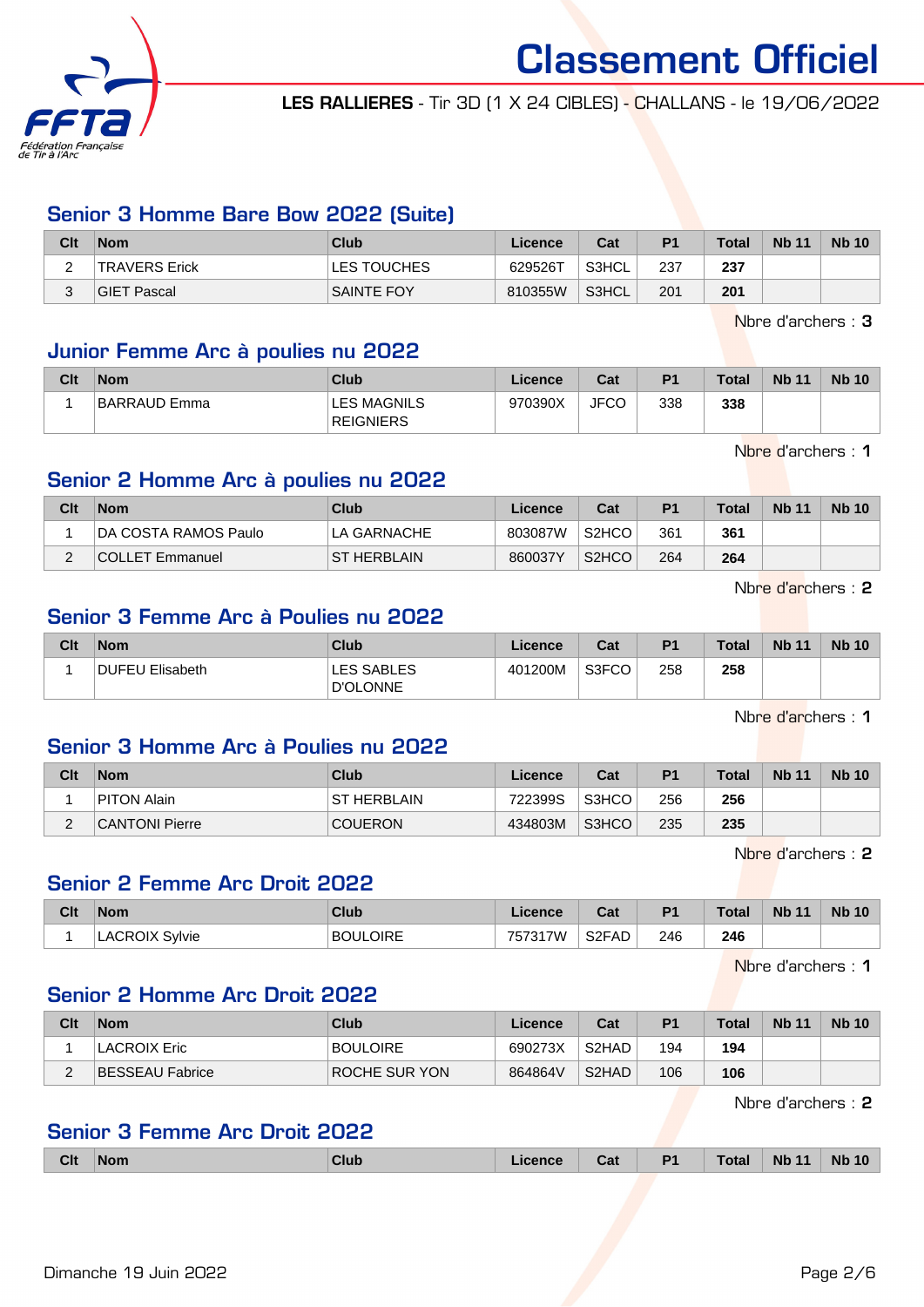# Classement Officiel

**LES RALLIERES** - Tir 3D (1 X 24 CIBLES) - CHALLANS - le 19/06/2022

## Senior 3 Homme Bare Bow 2022 (Suite)

| Clt | Nom | Club | Licence | Cat | P1 | Total | Nb 11 | Nb 10 |
|---|---|---|---|---|---|---|---|---|
| 2 | TRAVERS Erick | LES TOUCHES | 629526T | S3HCL | 237 | **237** | | |
| 3 | GIET Pascal | SAINTE FOY | 810355W | S3HCL | 201 | **201** | | |

Nbre d'archers : **3**

## Junior Femme Arc à poulies nu 2022

| Clt | Nom | Club | Licence | Cat | P1 | Total | Nb 11 | Nb 10 |
|---|---|---|---|---|---|---|---|---|
| 1 | BARRAUD Emma | LES MAGNILS REIGNIERS | 970390X | JFCO | 338 | **338** | | |

Nbre d'archers : **1**

## Senior 2 Homme Arc à poulies nu 2022

| Clt | Nom | Club | Licence | Cat | P1 | Total | Nb 11 | Nb 10 |
|---|---|---|---|---|---|---|---|---|
| 1 | DA COSTA RAMOS Paulo | LA GARNACHE | 803087W | S2HCO | 361 | **361** | | |
| 2 | COLLET Emmanuel | ST HERBLAIN | 860037Y | S2HCO | 264 | **264** | | |

Nbre d'archers : **2**

## Senior 3 Femme Arc à Poulies nu 2022

| Clt | Nom | Club | Licence | Cat | P1 | Total | Nb 11 | Nb 10 |
|---|---|---|---|---|---|---|---|---|
| 1 | DUFEU Elisabeth | LES SABLES D'OLONNE | 401200M | S3FCO | 258 | **258** | | |

Nbre d'archers : **1**

## Senior 3 Homme Arc à Poulies nu 2022

| Clt | Nom | Club | Licence | Cat | P1 | Total | Nb 11 | Nb 10 |
|---|---|---|---|---|---|---|---|---|
| 1 | PITON Alain | ST HERBLAIN | 722399S | S3HCO | 256 | **256** | | |
| 2 | CANTONI Pierre | COUERON | 434803M | S3HCO | 235 | **235** | | |

Nbre d'archers : **2**

## Senior 2 Femme Arc Droit 2022

| Clt | Nom | Club | Licence | Cat | P1 | Total | Nb 11 | Nb 10 |
|---|---|---|---|---|---|---|---|---|
| 1 | LACROIX Sylvie | BOULOIRE | 757317W | S2FAD | 246 | **246** | | |

Nbre d'archers : **1**

## Senior 2 Homme Arc Droit 2022

| Clt | Nom | Club | Licence | Cat | P1 | Total | Nb 11 | Nb 10 |
|---|---|---|---|---|---|---|---|---|
| 1 | LACROIX Eric | BOULOIRE | 690273X | S2HAD | 194 | **194** | | |
| 2 | BESSEAU Fabrice | ROCHE SUR YON | 864864V | S2HAD | 106 | **106** | | |

Nbre d'archers : **2**

## Senior 3 Femme Arc Droit 2022

| Clt | Nom | Club | Licence | Cat | P1 | Total | Nb 11 | Nb 10 |
|---|---|---|---|---|---|---|---|---|

Dimanche 19 Juin 2022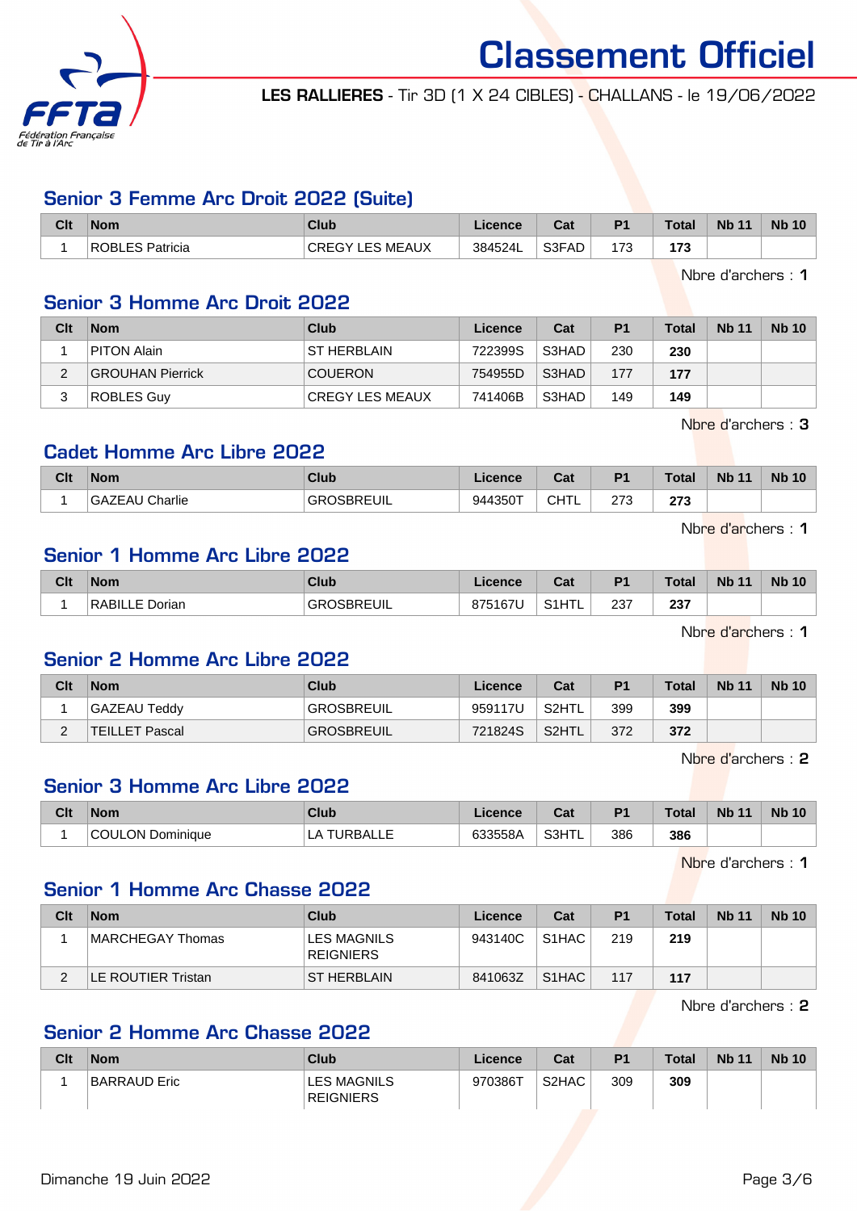# Classement Officiel

**LES RALLIERES** - Tir 3D (1 X 24 CIBLES) - CHALLANS - le 19/06/2022

## Senior 3 Femme Arc Droit 2022 (Suite)

| Clt | Nom | Club | Licence | Cat | P1 | Total | Nb 11 | Nb 10 |
|---|---|---|---|---|---|---|---|---|
| 1 | ROBLES Patricia | CREGY LES MEAUX | 384524L | S3FAD | 173 | **173** | | |

Nbre d'archers : **1**

## Senior 3 Homme Arc Droit 2022

| Clt | Nom | Club | Licence | Cat | P1 | Total | Nb 11 | Nb 10 |
|---|---|---|---|---|---|---|---|---|
| 1 | PITON Alain | ST HERBLAIN | 722399S | S3HAD | 230 | **230** | | |
| 2 | GROUHAN Pierrick | COUERON | 754955D | S3HAD | 177 | **177** | | |
| 3 | ROBLES Guy | CREGY LES MEAUX | 741406B | S3HAD | 149 | **149** | | |

Nbre d'archers : **3**

## Cadet Homme Arc Libre 2022

| Clt | Nom | Club | Licence | Cat | P1 | Total | Nb 11 | Nb 10 |
|---|---|---|---|---|---|---|---|---|
| 1 | GAZEAU Charlie | GROSBREUIL | 944350T | CHTL | 273 | **273** | | |

Nbre d'archers : **1**

## Senior 1 Homme Arc Libre 2022

| Clt | Nom | Club | Licence | Cat | P1 | Total | Nb 11 | Nb 10 |
|---|---|---|---|---|---|---|---|---|
| 1 | RABILLE Dorian | GROSBREUIL | 875167U | S1HTL | 237 | **237** | | |

Nbre d'archers : **1**

## Senior 2 Homme Arc Libre 2022

| Clt | Nom | Club | Licence | Cat | P1 | Total | Nb 11 | Nb 10 |
|---|---|---|---|---|---|---|---|---|
| 1 | GAZEAU Teddy | GROSBREUIL | 959117U | S2HTL | 399 | **399** | | |
| 2 | TEILLET Pascal | GROSBREUIL | 721824S | S2HTL | 372 | **372** | | |

Nbre d'archers : **2**

## Senior 3 Homme Arc Libre 2022

| Clt | Nom | Club | Licence | Cat | P1 | Total | Nb 11 | Nb 10 |
|---|---|---|---|---|---|---|---|---|
| 1 | COULON Dominique | LA TURBALLE | 633558A | S3HTL | 386 | **386** | | |

Nbre d'archers : **1**

## Senior 1 Homme Arc Chasse 2022

| Clt | Nom | Club | Licence | Cat | P1 | Total | Nb 11 | Nb 10 |
|---|---|---|---|---|---|---|---|---|
| 1 | MARCHEGAY Thomas | LES MAGNILS REIGNIERS | 943140C | S1HAC | 219 | **219** | | |
| 2 | LE ROUTIER Tristan | ST HERBLAIN | 841063Z | S1HAC | 117 | **117** | | |

Nbre d'archers : **2**

## Senior 2 Homme Arc Chasse 2022

| Clt | Nom | Club | Licence | Cat | P1 | Total | Nb 11 | Nb 10 |
|---|---|---|---|---|---|---|---|---|
| 1 | BARRAUD Eric | LES MAGNILS REIGNIERS | 970386T | S2HAC | 309 | **309** | | |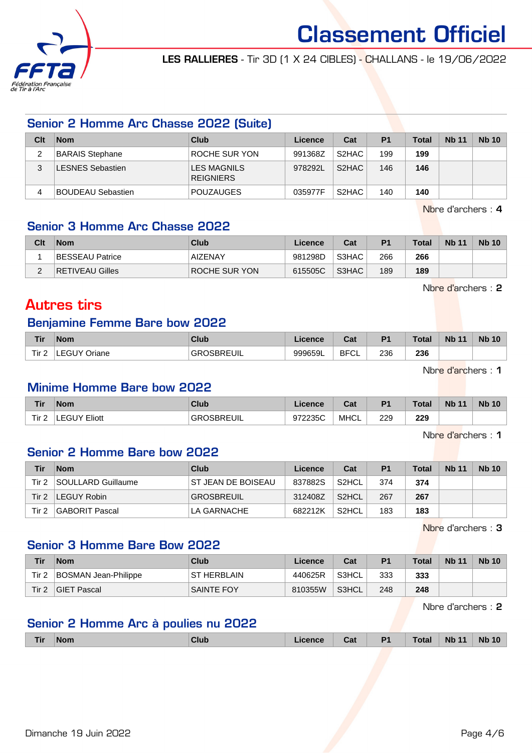# Classement Officiel

**LES RALLIERES** - Tir 3D (1 X 24 CIBLES) - CHALLANS - le 19/06/2022

## Senior 2 Homme Arc Chasse 2022 (Suite)

| Clt | Nom | Club | Licence | Cat | P1 | Total | Nb 11 | Nb 10 |
|---|---|---|---|---|---|---|---|---|
| 2 | BARAIS Stephane | ROCHE SUR YON | 991368Z | S2HAC | 199 | **199** | | |
| 3 | LESNES Sebastien | LES MAGNILS REIGNIERS | 978292L | S2HAC | 146 | **146** | | |
| 4 | BOUDEAU Sebastien | POUZAUGES | 035977F | S2HAC | 140 | **140** | | |

Nbre d'archers : **4**

## Senior 3 Homme Arc Chasse 2022

| Clt | Nom | Club | Licence | Cat | P1 | Total | Nb 11 | Nb 10 |
|---|---|---|---|---|---|---|---|---|
| 1 | BESSEAU Patrice | AIZENAY | 981298D | S3HAC | 266 | **266** | | |
| 2 | RETIVEAU Gilles | ROCHE SUR YON | 615505C | S3HAC | 189 | **189** | | |

Nbre d'archers : **2**

# Autres tirs

## Benjamine Femme Bare bow 2022

| Tir | Nom | Club | Licence | Cat | P1 | Total | Nb 11 | Nb 10 |
|---|---|---|---|---|---|---|---|---|
| Tir 2 | LEGUY Oriane | GROSBREUIL | 999659L | BFCL | 236 | **236** | | |

Nbre d'archers : **1**

## Minime Homme Bare bow 2022

| Tir | Nom | Club | Licence | Cat | P1 | Total | Nb 11 | Nb 10 |
|---|---|---|---|---|---|---|---|---|
| Tir 2 | LEGUY Eliott | GROSBREUIL | 972235C | MHCL | 229 | **229** | | |

Nbre d'archers : **1**

## Senior 2 Homme Bare bow 2022

| Tir | Nom | Club | Licence | Cat | P1 | Total | Nb 11 | Nb 10 |
|---|---|---|---|---|---|---|---|---|
| Tir 2 | SOULLARD Guillaume | ST JEAN DE BOISEAU | 837882S | S2HCL | 374 | **374** | | |
| Tir 2 | LEGUY Robin | GROSBREUIL | 312408Z | S2HCL | 267 | **267** | | |
| Tir 2 | GABORIT Pascal | LA GARNACHE | 682212K | S2HCL | 183 | **183** | | |

Nbre d'archers : **3**

## Senior 3 Homme Bare Bow 2022

| Tir | Nom | Club | Licence | Cat | P1 | Total | Nb 11 | Nb 10 |
|---|---|---|---|---|---|---|---|---|
| Tir 2 | BOSMAN Jean-Philippe | ST HERBLAIN | 440625R | S3HCL | 333 | **333** | | |
| Tir 2 | GIET Pascal | SAINTE FOY | 810355W | S3HCL | 248 | **248** | | |

Nbre d'archers : **2**

## Senior 2 Homme Arc à poulies nu 2022

| Tir | Nom | Club | Licence | Cat | P1 | Total | Nb 11 | Nb 10 |
|---|---|---|---|---|---|---|---|---|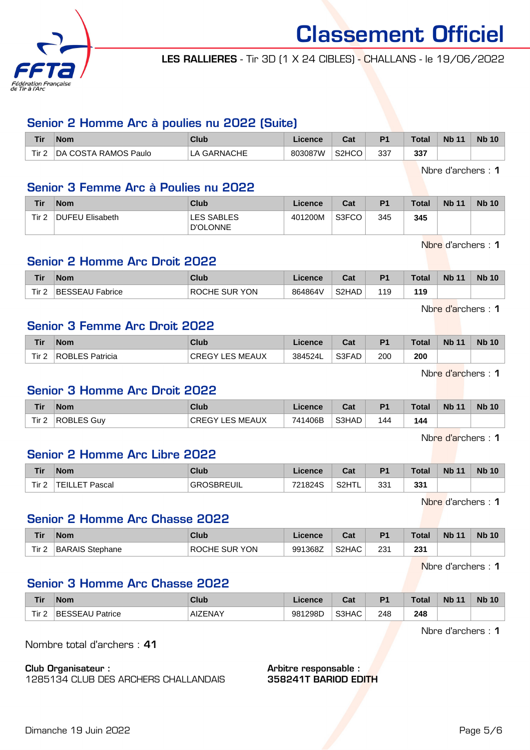# Classement Officiel

**LES RALLIERES** - Tir 3D (1 X 24 CIBLES) - CHALLANS - le 19/06/2022

## Senior 2 Homme Arc à poulies nu 2022 (Suite)

| Tir | Nom | Club | Licence | Cat | P1 | Total | Nb 11 | Nb 10 |
|---|---|---|---|---|---|---|---|---|
| Tir 2 | DA COSTA RAMOS Paulo | LA GARNACHE | 803087W | S2HCO | 337 | **337** | | |

Nbre d'archers : **1**

## Senior 3 Femme Arc à Poulies nu 2022

| Tir | Nom | Club | Licence | Cat | P1 | Total | Nb 11 | Nb 10 |
|---|---|---|---|---|---|---|---|---|
| Tir 2 | DUFEU Elisabeth | LES SABLES D'OLONNE | 401200M | S3FCO | 345 | **345** | | |

Nbre d'archers : **1**

## Senior 2 Homme Arc Droit 2022

| Tir | Nom | Club | Licence | Cat | P1 | Total | Nb 11 | Nb 10 |
|---|---|---|---|---|---|---|---|---|
| Tir 2 | BESSEAU Fabrice | ROCHE SUR YON | 864864V | S2HAD | 119 | **119** | | |

Nbre d'archers : **1**

## Senior 3 Femme Arc Droit 2022

| Tir | Nom | Club | Licence | Cat | P1 | Total | Nb 11 | Nb 10 |
|---|---|---|---|---|---|---|---|---|
| Tir 2 | ROBLES Patricia | CREGY LES MEAUX | 384524L | S3FAD | 200 | **200** | | |

Nbre d'archers : **1**

## Senior 3 Homme Arc Droit 2022

| Tir | Nom | Club | Licence | Cat | P1 | Total | Nb 11 | Nb 10 |
|---|---|---|---|---|---|---|---|---|
| Tir 2 | ROBLES Guy | CREGY LES MEAUX | 741406B | S3HAD | 144 | **144** | | |

Nbre d'archers : **1**

## Senior 2 Homme Arc Libre 2022

| Tir | Nom | Club | Licence | Cat | P1 | Total | Nb 11 | Nb 10 |
|---|---|---|---|---|---|---|---|---|
| Tir 2 | TEILLET Pascal | GROSBREUIL | 721824S | S2HTL | 331 | **331** | | |

Nbre d'archers : **1**

## Senior 2 Homme Arc Chasse 2022

| Tir | Nom | Club | Licence | Cat | P1 | Total | Nb 11 | Nb 10 |
|---|---|---|---|---|---|---|---|---|
| Tir 2 | BARAIS Stephane | ROCHE SUR YON | 991368Z | S2HAC | 231 | **231** | | |

Nbre d'archers : **1**

## Senior 3 Homme Arc Chasse 2022

| Tir | Nom | Club | Licence | Cat | P1 | Total | Nb 11 | Nb 10 |
|---|---|---|---|---|---|---|---|---|
| Tir 2 | BESSEAU Patrice | AIZENAY | 981298D | S3HAC | 248 | **248** | | |

Nbre d'archers : **1**

Nombre total d'archers : **41**

**Club Organisateur :**
1285134 CLUB DES ARCHERS CHALLANDAIS

**Arbitre responsable :**
**358241T BARIOD EDITH**

Dimanche 19 Juin 2022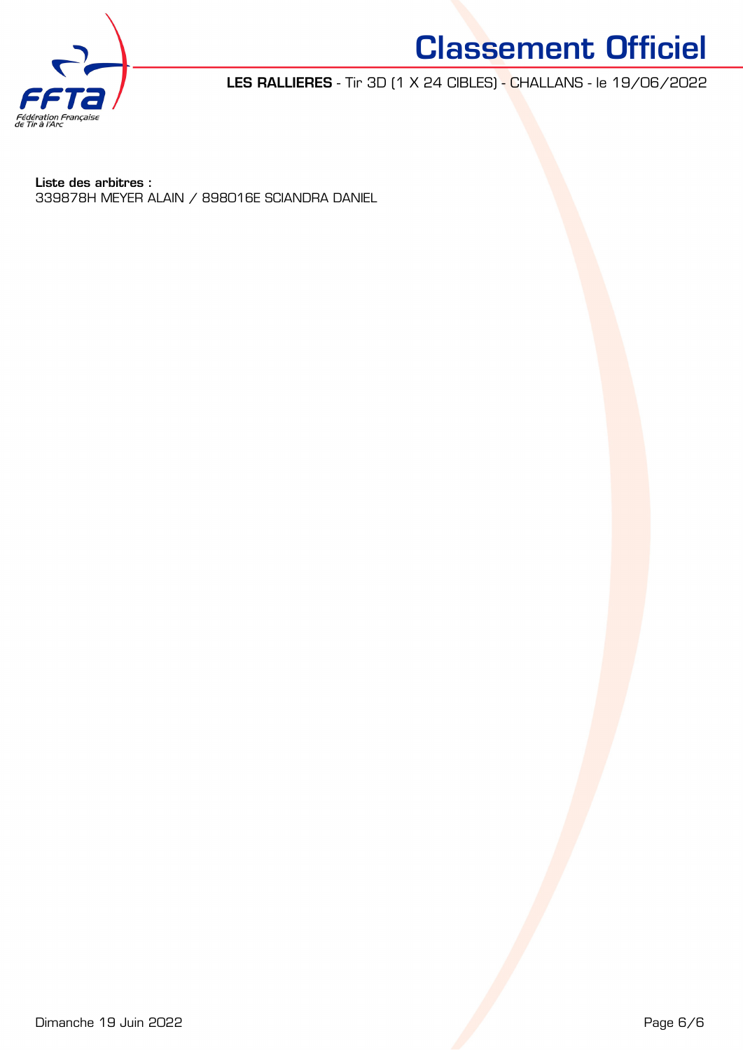**Liste des arbitres :**
339878H MEYER ALAIN / 898016E SCIANDRA DANIEL